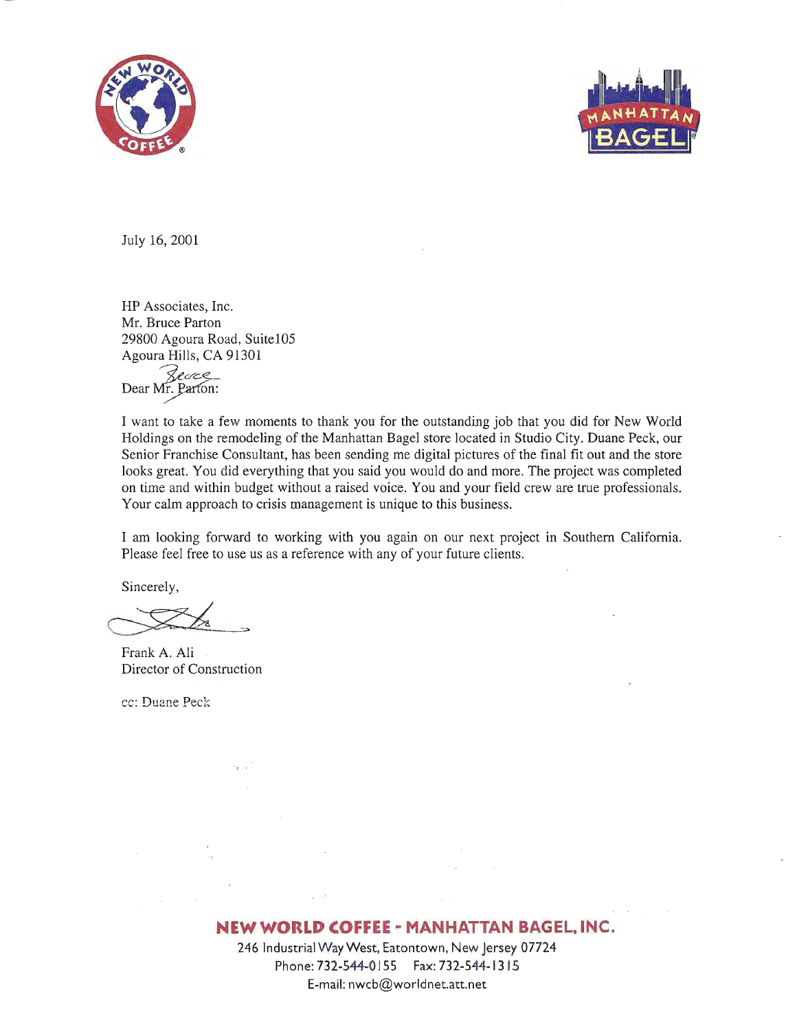July 16, 2001

HP Associates, Inc.
Mr. Bruce Parton
29800 Agoura Road, Suite105
Agoura Hills, CA 91301

Dear Mr. Parton: Bruce

I want to take a few moments to thank you for the outstanding job that you did for New World Holdings on the remodeling of the Manhattan Bagel store located in Studio City. Duane Peck, our Senior Franchise Consultant, has been sending me digital pictures of the final fit out and the store looks great. You did everything that you said you would do and more. The project was completed on time and within budget without a raised voice. You and your field crew are true professionals. Your calm approach to crisis management is unique to this business.

I am looking forward to working with you again on our next project in Southern California. Please feel free to use us as a reference with any of your future clients.

Sincerely,

Frank A. Ali
Director of Construction

cc: Duane Peck

**NEW WORLD COFFEE - MANHATTAN BAGEL, INC.**
246 Industrial Way West, Eatontown, New Jersey 07724
Phone: 732-544-0155 Fax: 732-544-1315
E-mail: nwcb@worldnet.att.net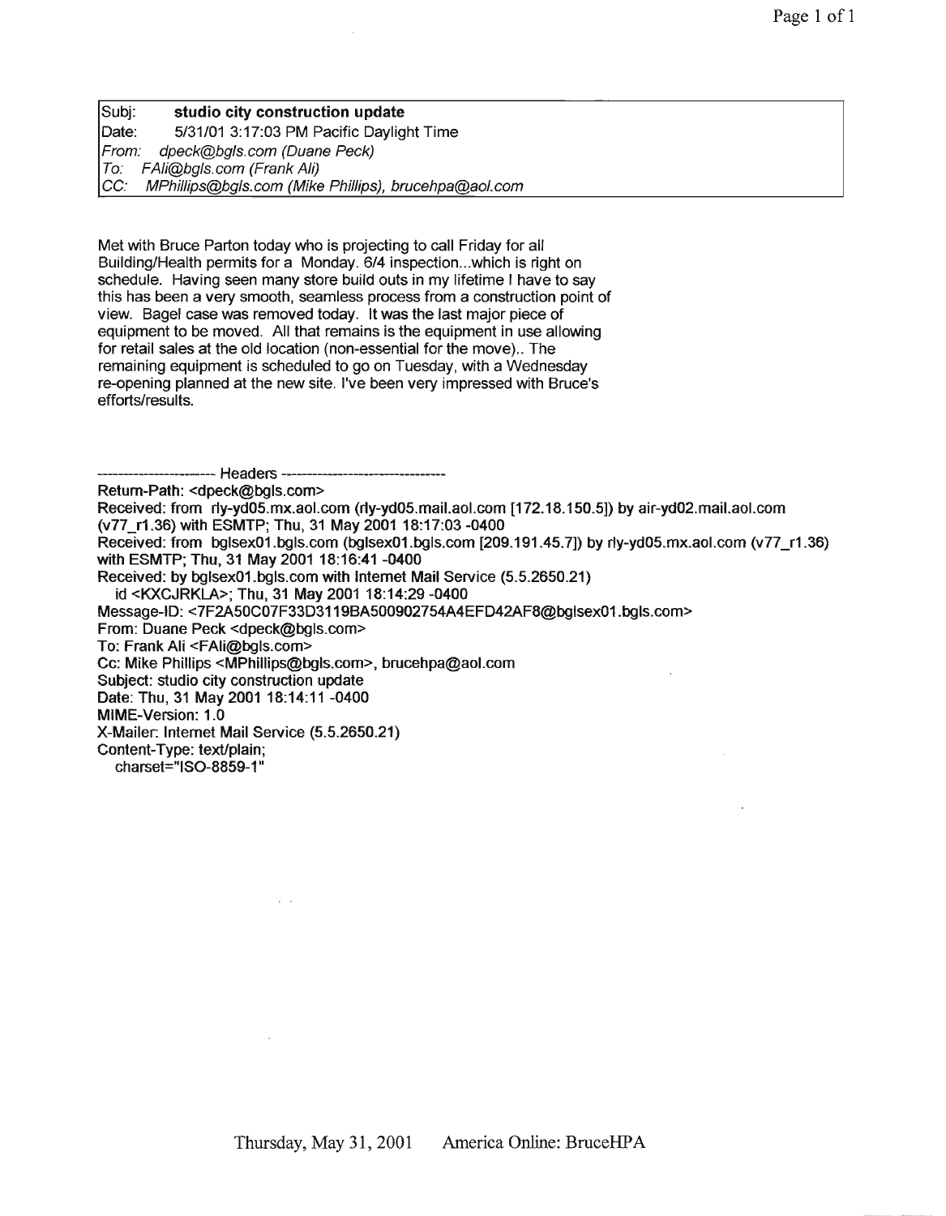| | |
|---|---|
| Subj: | **studio city construction update** |
| Date: | 5/31/01 3:17:03 PM Pacific Daylight Time |
| *From:* | *dpeck@bgls.com (Duane Peck)* |
| *To:* | *FAli@bgls.com (Frank Ali)* |
| *CC:* | *MPhillips@bgls.com (Mike Phillips), brucehpa@aol.com* |

Met with Bruce Parton today who is projecting to call Friday for all Building/Health permits for a Monday. 6/4 inspection...which is right on schedule. Having seen many store build outs in my lifetime I have to say this has been a very smooth, seamless process from a construction point of view. Bagel case was removed today. It was the last major piece of equipment to be moved. All that remains is the equipment in use allowing for retail sales at the old location (non-essential for the move).. The remaining equipment is scheduled to go on Tuesday, with a Wednesday re-opening planned at the new site. I've been very impressed with Bruce's efforts/results.

----------------------- Headers --------------------------------

Return-Path: <dpeck@bgls.com>
Received: from rly-yd05.mx.aol.com (rly-yd05.mail.aol.com [172.18.150.5]) by air-yd02.mail.aol.com (v77_r1.36) with ESMTP; Thu, 31 May 2001 18:17:03 -0400
Received: from bglsex01.bgls.com (bglsex01.bgls.com [209.191.45.7]) by rly-yd05.mx.aol.com (v77_r1.36) with ESMTP; Thu, 31 May 2001 18:16:41 -0400
Received: by bglsex01.bgls.com with Internet Mail Service (5.5.2650.21)
  id <KXCJRKLA>; Thu, 31 May 2001 18:14:29 -0400
Message-ID: <7F2A50C07F33D3119BA500902754A4EFD42AF8@bglsex01.bgls.com>
From: Duane Peck <dpeck@bgls.com>
To: Frank Ali <FAli@bgls.com>
Cc: Mike Phillips <MPhillips@bgls.com>, brucehpa@aol.com
Subject: studio city construction update
Date: Thu, 31 May 2001 18:14:11 -0400
MIME-Version: 1.0
X-Mailer: Internet Mail Service (5.5.2650.21)
Content-Type: text/plain;
  charset="ISO-8859-1"

Thursday, May 31, 2001    America Online: BruceHPA